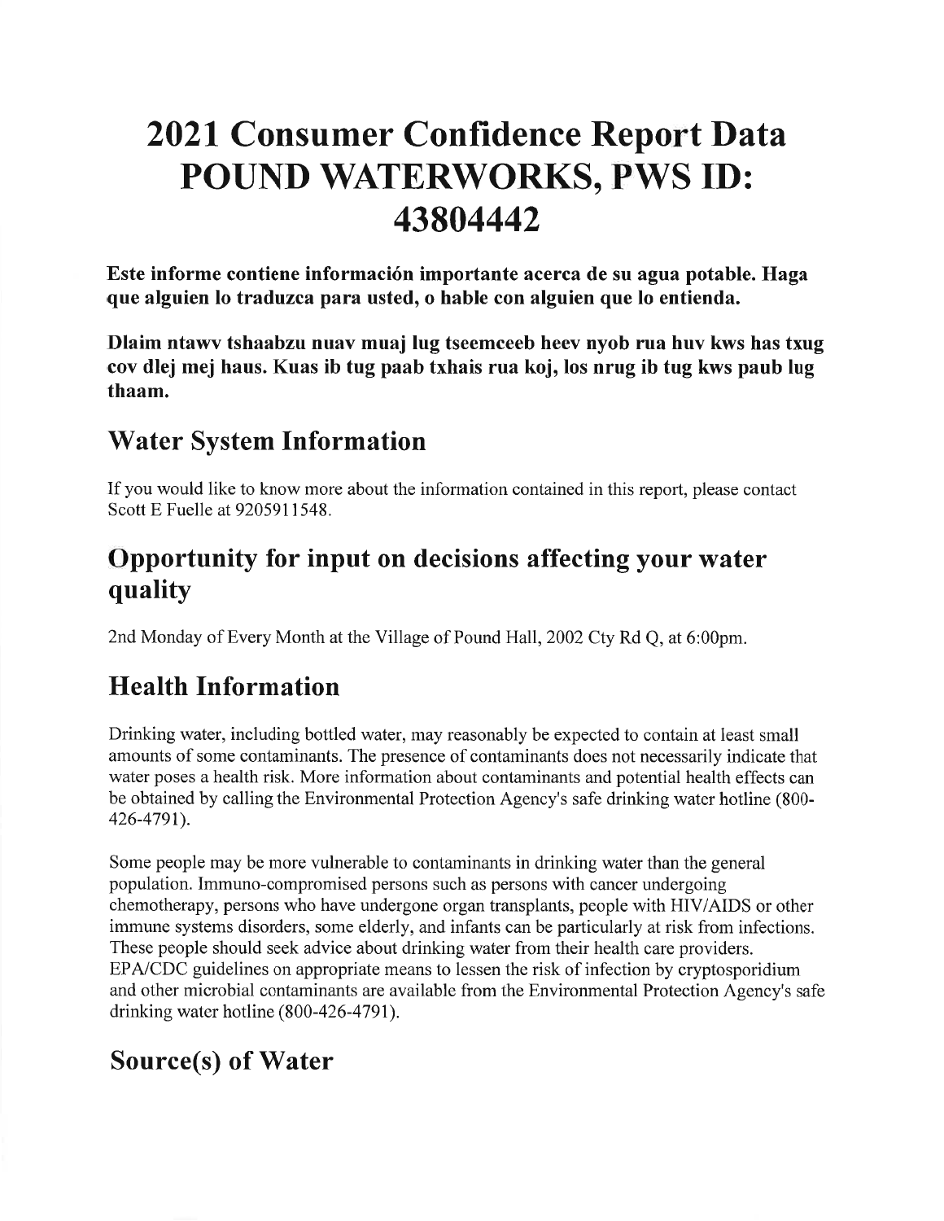# 2021 Consumer Confidence Report Data POUND WATERWORKS, PWS ID: 43804442

**Este informe contiene información importante acerca de su agua potable. Haga que alguien lo traduzca para usted, o hable con alguien que lo entienda.**

**Dlaim ntawv tshaabzu nuav muaj lug tseemceeb heev nyob rua huv kws has txug cov dlej mej haus. Kuas ib tug paab txhais rua koj, los nrug ib tug kws paub lug thaam.**

## Water System Information

If you would like to know more about the information contained in this report, please contact Scott E Fuelle at 9205911548.

## Opportunity for input on decisions affecting your water quality

2nd Monday of Every Month at the Village of Pound Hall, 2002 Cty Rd Q, at 6:00pm.

## Health Information

Drinking water, including bottled water, may reasonably be expected to contain at least small amounts of some contaminants. The presence of contaminants does not necessarily indicate that water poses a health risk. More information about contaminants and potential health effects can be obtained by calling the Environmental Protection Agency's safe drinking water hotline (800-426-4791).

Some people may be more vulnerable to contaminants in drinking water than the general population. Immuno-compromised persons such as persons with cancer undergoing chemotherapy, persons who have undergone organ transplants, people with HIV/AIDS or other immune systems disorders, some elderly, and infants can be particularly at risk from infections. These people should seek advice about drinking water from their health care providers. EPA/CDC guidelines on appropriate means to lessen the risk of infection by cryptosporidium and other microbial contaminants are available from the Environmental Protection Agency's safe drinking water hotline (800-426-4791).

## Source(s) of Water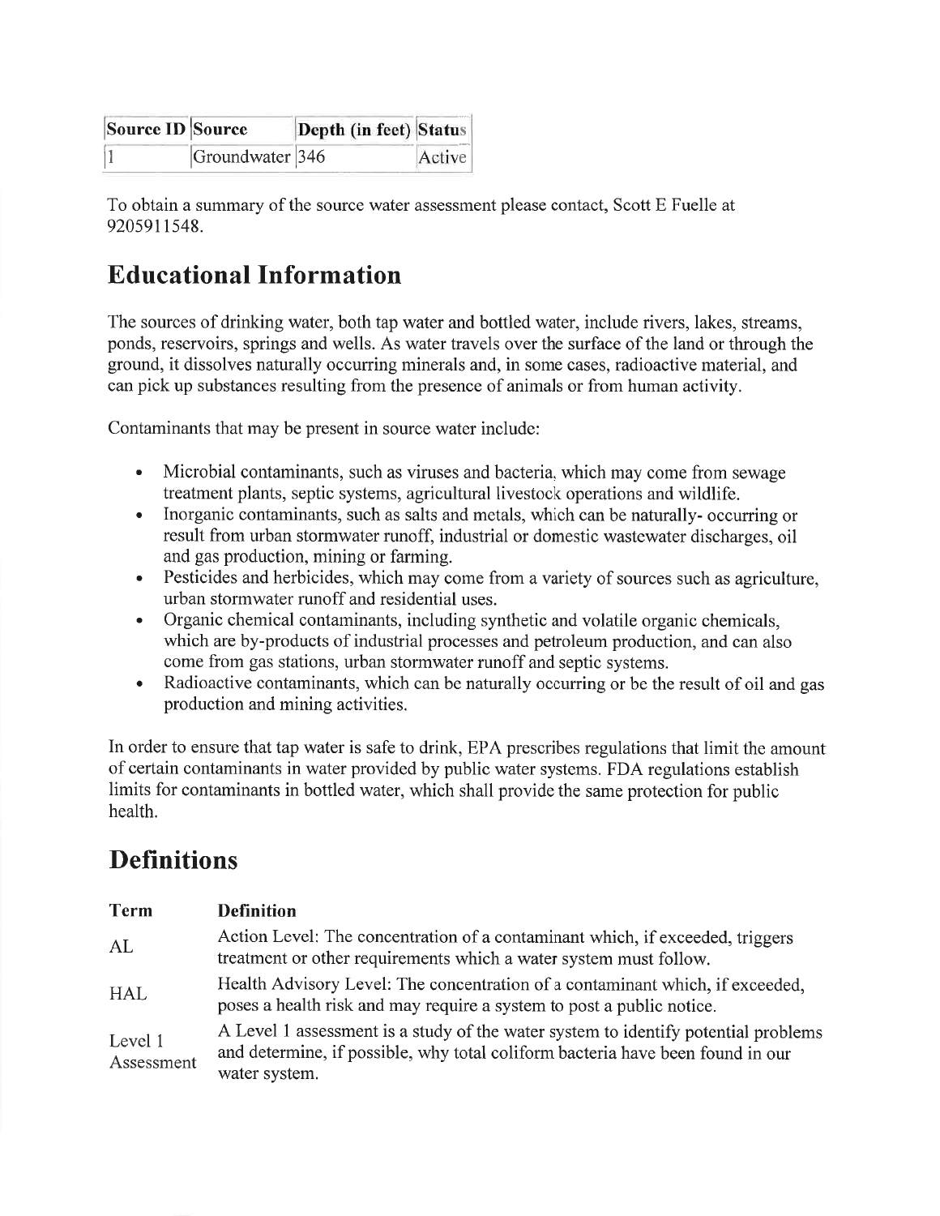| Source ID | Source | Depth (in feet) | Status |
|---|---|---|---|
| 1 | Groundwater | 346 | Active |

To obtain a summary of the source water assessment please contact, Scott E Fuelle at 9205911548.

## Educational Information

The sources of drinking water, both tap water and bottled water, include rivers, lakes, streams, ponds, reservoirs, springs and wells. As water travels over the surface of the land or through the ground, it dissolves naturally occurring minerals and, in some cases, radioactive material, and can pick up substances resulting from the presence of animals or from human activity.

Contaminants that may be present in source water include:

- Microbial contaminants, such as viruses and bacteria, which may come from sewage treatment plants, septic systems, agricultural livestock operations and wildlife.
- Inorganic contaminants, such as salts and metals, which can be naturally- occurring or result from urban stormwater runoff, industrial or domestic wastewater discharges, oil and gas production, mining or farming.
- Pesticides and herbicides, which may come from a variety of sources such as agriculture, urban stormwater runoff and residential uses.
- Organic chemical contaminants, including synthetic and volatile organic chemicals, which are by-products of industrial processes and petroleum production, and can also come from gas stations, urban stormwater runoff and septic systems.
- Radioactive contaminants, which can be naturally occurring or be the result of oil and gas production and mining activities.

In order to ensure that tap water is safe to drink, EPA prescribes regulations that limit the amount of certain contaminants in water provided by public water systems. FDA regulations establish limits for contaminants in bottled water, which shall provide the same protection for public health.

## Definitions

| Term | Definition |
|---|---|
| AL | Action Level: The concentration of a contaminant which, if exceeded, triggers treatment or other requirements which a water system must follow. |
| HAL | Health Advisory Level: The concentration of a contaminant which, if exceeded, poses a health risk and may require a system to post a public notice. |
| Level 1 Assessment | A Level 1 assessment is a study of the water system to identify potential problems and determine, if possible, why total coliform bacteria have been found in our water system. |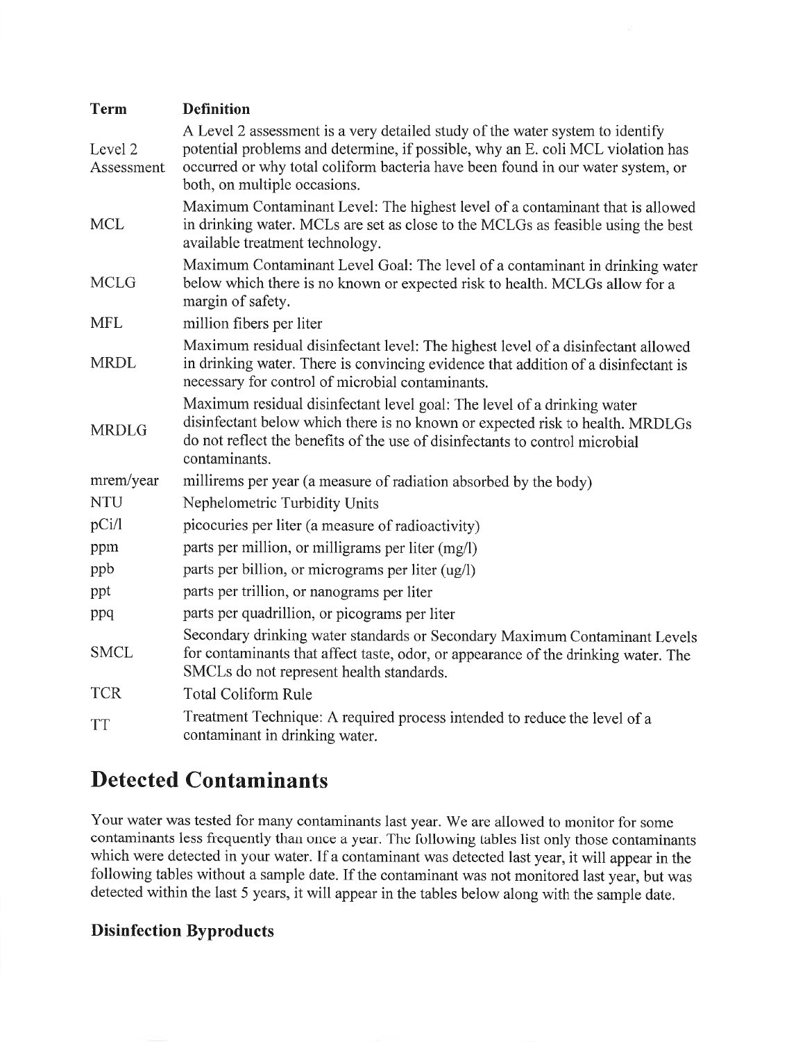| Term | Definition |
|---|---|
| Level 2 Assessment | A Level 2 assessment is a very detailed study of the water system to identify potential problems and determine, if possible, why an E. coli MCL violation has occurred or why total coliform bacteria have been found in our water system, or both, on multiple occasions. |
| MCL | Maximum Contaminant Level: The highest level of a contaminant that is allowed in drinking water. MCLs are set as close to the MCLGs as feasible using the best available treatment technology. |
| MCLG | Maximum Contaminant Level Goal: The level of a contaminant in drinking water below which there is no known or expected risk to health. MCLGs allow for a margin of safety. |
| MFL | million fibers per liter |
| MRDL | Maximum residual disinfectant level: The highest level of a disinfectant allowed in drinking water. There is convincing evidence that addition of a disinfectant is necessary for control of microbial contaminants. |
| MRDLG | Maximum residual disinfectant level goal: The level of a drinking water disinfectant below which there is no known or expected risk to health. MRDLGs do not reflect the benefits of the use of disinfectants to control microbial contaminants. |
| mrem/year | millirems per year (a measure of radiation absorbed by the body) |
| NTU | Nephelometric Turbidity Units |
| pCi/l | picocuries per liter (a measure of radioactivity) |
| ppm | parts per million, or milligrams per liter (mg/l) |
| ppb | parts per billion, or micrograms per liter (ug/l) |
| ppt | parts per trillion, or nanograms per liter |
| ppq | parts per quadrillion, or picograms per liter |
| SMCL | Secondary drinking water standards or Secondary Maximum Contaminant Levels for contaminants that affect taste, odor, or appearance of the drinking water. The SMCLs do not represent health standards. |
| TCR | Total Coliform Rule |
| TT | Treatment Technique: A required process intended to reduce the level of a contaminant in drinking water. |

# Detected Contaminants

Your water was tested for many contaminants last year. We are allowed to monitor for some contaminants less frequently than once a year. The following tables list only those contaminants which were detected in your water. If a contaminant was detected last year, it will appear in the following tables without a sample date. If the contaminant was not monitored last year, but was detected within the last 5 years, it will appear in the tables below along with the sample date.

## Disinfection Byproducts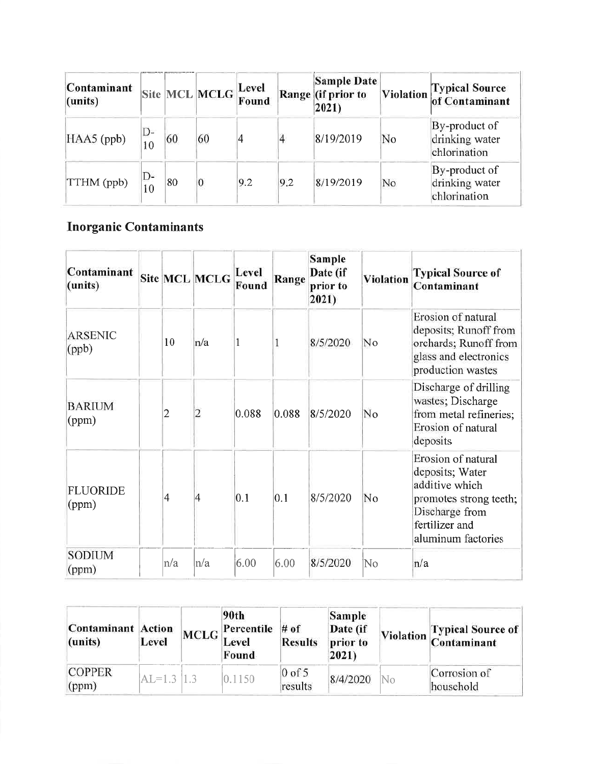| Contaminant (units) | Site | MCL | MCLG | Level Found | Range | Sample Date (if prior to 2021) | Violation | Typical Source of Contaminant |
|---|---|---|---|---|---|---|---|---|
| HAA5 (ppb) | D-10 | 60 | 60 | 4 | 4 | 8/19/2019 | No | By-product of drinking water chlorination |
| TTHM (ppb) | D-10 | 80 | 0 | 9.2 | 9.2 | 8/19/2019 | No | By-product of drinking water chlorination |

### Inorganic Contaminants

| Contaminant (units) | Site | MCL | MCLG | Level Found | Range | Sample Date (if prior to 2021) | Violation | Typical Source of Contaminant |
|---|---|---|---|---|---|---|---|---|
| ARSENIC (ppb) | | 10 | n/a | 1 | 1 | 8/5/2020 | No | Erosion of natural deposits; Runoff from orchards; Runoff from glass and electronics production wastes |
| BARIUM (ppm) | | 2 | 2 | 0.088 | 0.088 | 8/5/2020 | No | Discharge of drilling wastes; Discharge from metal refineries; Erosion of natural deposits |
| FLUORIDE (ppm) | | 4 | 4 | 0.1 | 0.1 | 8/5/2020 | No | Erosion of natural deposits; Water additive which promotes strong teeth; Discharge from fertilizer and aluminum factories |
| SODIUM (ppm) | | n/a | n/a | 6.00 | 6.00 | 8/5/2020 | No | n/a |

| Contaminant (units) | Action Level | MCLG | 90th Percentile Level Found | # of Results | Sample Date (if prior to 2021) | Violation | Typical Source of Contaminant |
|---|---|---|---|---|---|---|---|
| COPPER (ppm) | AL=1.3 | 1.3 | 0.1150 | 0 of 5 results | 8/4/2020 | No | Corrosion of household |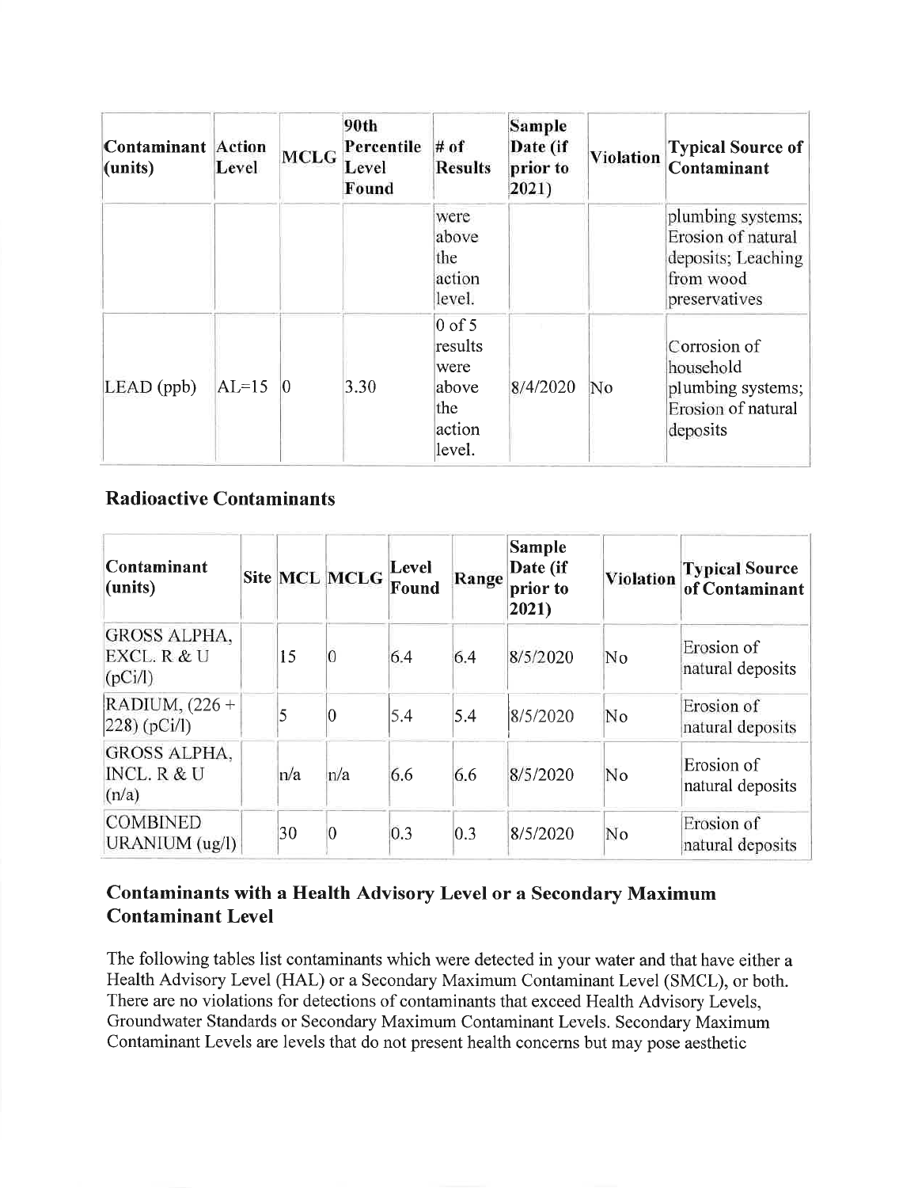| Contaminant (units) | Action Level | MCLG | 90th Percentile Level Found | # of Results | Sample Date (if prior to 2021) | Violation | Typical Source of Contaminant |
| --- | --- | --- | --- | --- | --- | --- | --- |
| | | | | were above the action level. | | | plumbing systems; Erosion of natural deposits; Leaching from wood preservatives |
| LEAD (ppb) | AL=15 | 0 | 3.30 | 0 of 5 results were above the action level. | 8/4/2020 | No | Corrosion of household plumbing systems; Erosion of natural deposits |

### Radioactive Contaminants

| Contaminant (units) | Site | MCL | MCLG | Level Found | Range | Sample Date (if prior to 2021) | Violation | Typical Source of Contaminant |
| --- | --- | --- | --- | --- | --- | --- | --- | --- |
| GROSS ALPHA, EXCL. R & U (pCi/l) | | 15 | 0 | 6.4 | 6.4 | 8/5/2020 | No | Erosion of natural deposits |
| RADIUM, (226 + 228) (pCi/l) | | 5 | 0 | 5.4 | 5.4 | 8/5/2020 | No | Erosion of natural deposits |
| GROSS ALPHA, INCL. R & U (n/a) | | n/a | n/a | 6.6 | 6.6 | 8/5/2020 | No | Erosion of natural deposits |
| COMBINED URANIUM (ug/l) | | 30 | 0 | 0.3 | 0.3 | 8/5/2020 | No | Erosion of natural deposits |

### Contaminants with a Health Advisory Level or a Secondary Maximum Contaminant Level

The following tables list contaminants which were detected in your water and that have either a Health Advisory Level (HAL) or a Secondary Maximum Contaminant Level (SMCL), or both. There are no violations for detections of contaminants that exceed Health Advisory Levels, Groundwater Standards or Secondary Maximum Contaminant Levels. Secondary Maximum Contaminant Levels are levels that do not present health concerns but may pose aesthetic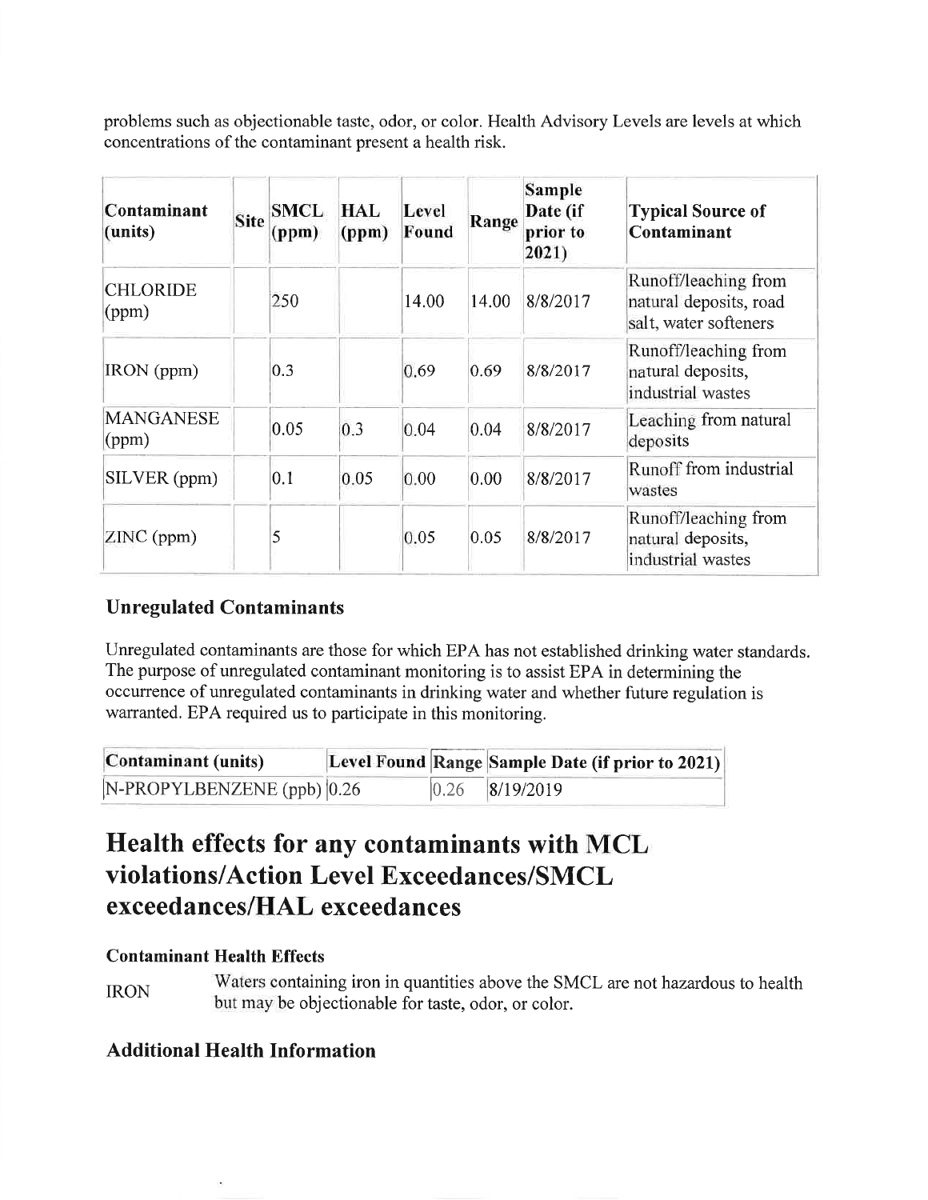problems such as objectionable taste, odor, or color. Health Advisory Levels are levels at which concentrations of the contaminant present a health risk.

| Contaminant (units) | Site | SMCL (ppm) | HAL (ppm) | Level Found | Range | Sample Date (if prior to 2021) | Typical Source of Contaminant |
|---|---|---|---|---|---|---|---|
| CHLORIDE (ppm) | | 250 | | 14.00 | 14.00 | 8/8/2017 | Runoff/leaching from natural deposits, road salt, water softeners |
| IRON (ppm) | | 0.3 | | 0.69 | 0.69 | 8/8/2017 | Runoff/leaching from natural deposits, industrial wastes |
| MANGANESE (ppm) | | 0.05 | 0.3 | 0.04 | 0.04 | 8/8/2017 | Leaching from natural deposits |
| SILVER (ppm) | | 0.1 | 0.05 | 0.00 | 0.00 | 8/8/2017 | Runoff from industrial wastes |
| ZINC (ppm) | | 5 | | 0.05 | 0.05 | 8/8/2017 | Runoff/leaching from natural deposits, industrial wastes |

### Unregulated Contaminants

Unregulated contaminants are those for which EPA has not established drinking water standards. The purpose of unregulated contaminant monitoring is to assist EPA in determining the occurrence of unregulated contaminants in drinking water and whether future regulation is warranted. EPA required us to participate in this monitoring.

| Contaminant (units) | Level Found | Range | Sample Date (if prior to 2021) |
|---|---|---|---|
| N-PROPYLBENZENE (ppb) | 0.26 | 0.26 | 8/19/2019 |

# Health effects for any contaminants with MCL violations/Action Level Exceedances/SMCL exceedances/HAL exceedances

#### Contaminant Health Effects

| | |
|---|---|
| IRON | Waters containing iron in quantities above the SMCL are not hazardous to health but may be objectionable for taste, odor, or color. |

### Additional Health Information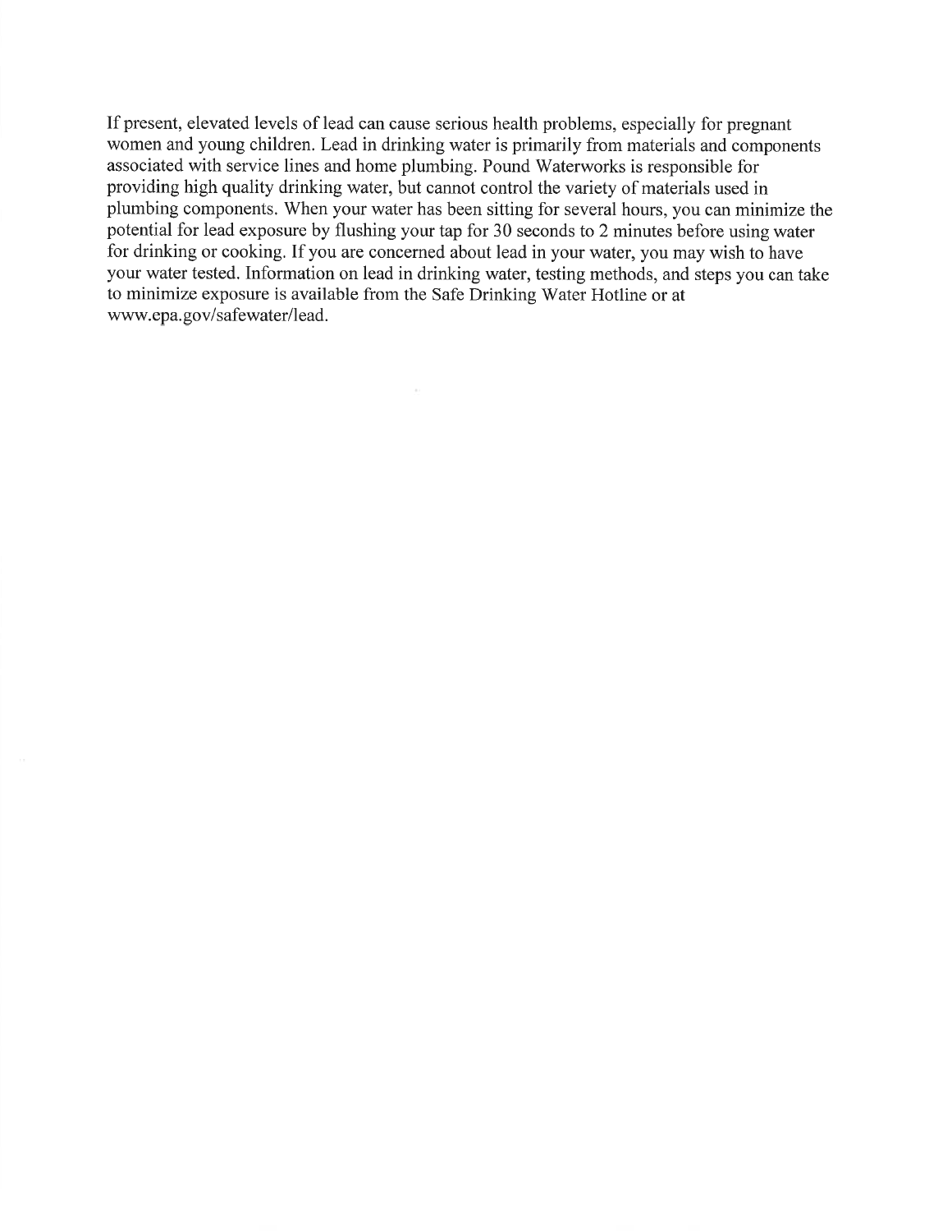If present, elevated levels of lead can cause serious health problems, especially for pregnant women and young children. Lead in drinking water is primarily from materials and components associated with service lines and home plumbing. Pound Waterworks is responsible for providing high quality drinking water, but cannot control the variety of materials used in plumbing components. When your water has been sitting for several hours, you can minimize the potential for lead exposure by flushing your tap for 30 seconds to 2 minutes before using water for drinking or cooking. If you are concerned about lead in your water, you may wish to have your water tested. Information on lead in drinking water, testing methods, and steps you can take to minimize exposure is available from the Safe Drinking Water Hotline or at www.epa.gov/safewater/lead.